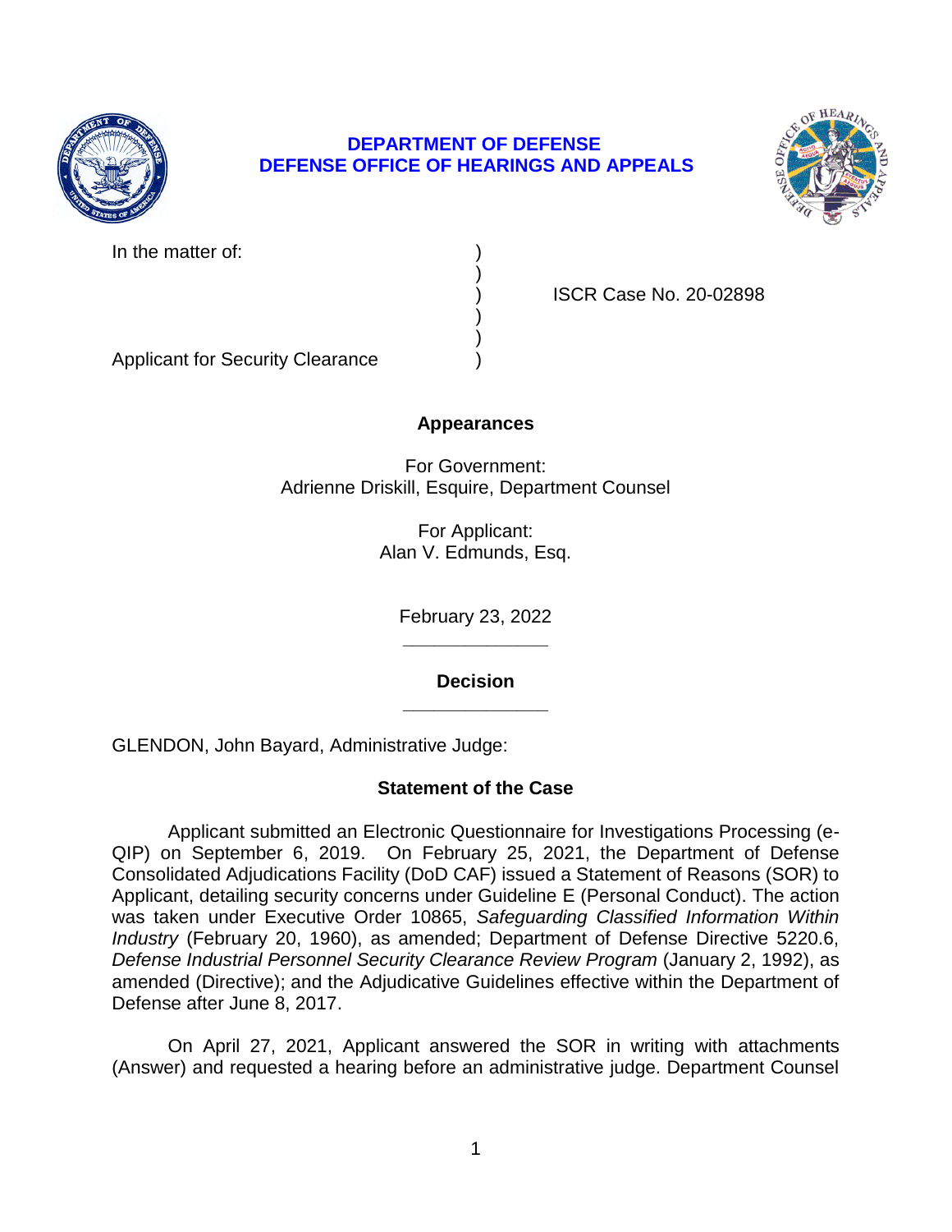**DEPARTMENT OF DEFENSE**
**DEFENSE OFFICE OF HEARINGS AND APPEALS**

| | | |
|---|---|---|
| In the matter of: | ) | |
| | ) | |
| | ) | ISCR Case No. 20-02898 |
| | ) | |
| | ) | |
| Applicant for Security Clearance | ) | |

## Appearances

For Government:
Adrienne Driskill, Esquire, Department Counsel

For Applicant:
Alan V. Edmunds, Esq.

February 23, 2022

______________

## Decision

______________

GLENDON, John Bayard, Administrative Judge:

## Statement of the Case

Applicant submitted an Electronic Questionnaire for Investigations Processing (e-QIP) on September 6, 2019. On February 25, 2021, the Department of Defense Consolidated Adjudications Facility (DoD CAF) issued a Statement of Reasons (SOR) to Applicant, detailing security concerns under Guideline E (Personal Conduct). The action was taken under Executive Order 10865, *Safeguarding Classified Information Within Industry* (February 20, 1960), as amended; Department of Defense Directive 5220.6, *Defense Industrial Personnel Security Clearance Review Program* (January 2, 1992), as amended (Directive); and the Adjudicative Guidelines effective within the Department of Defense after June 8, 2017.

On April 27, 2021, Applicant answered the SOR in writing with attachments (Answer) and requested a hearing before an administrative judge. Department Counsel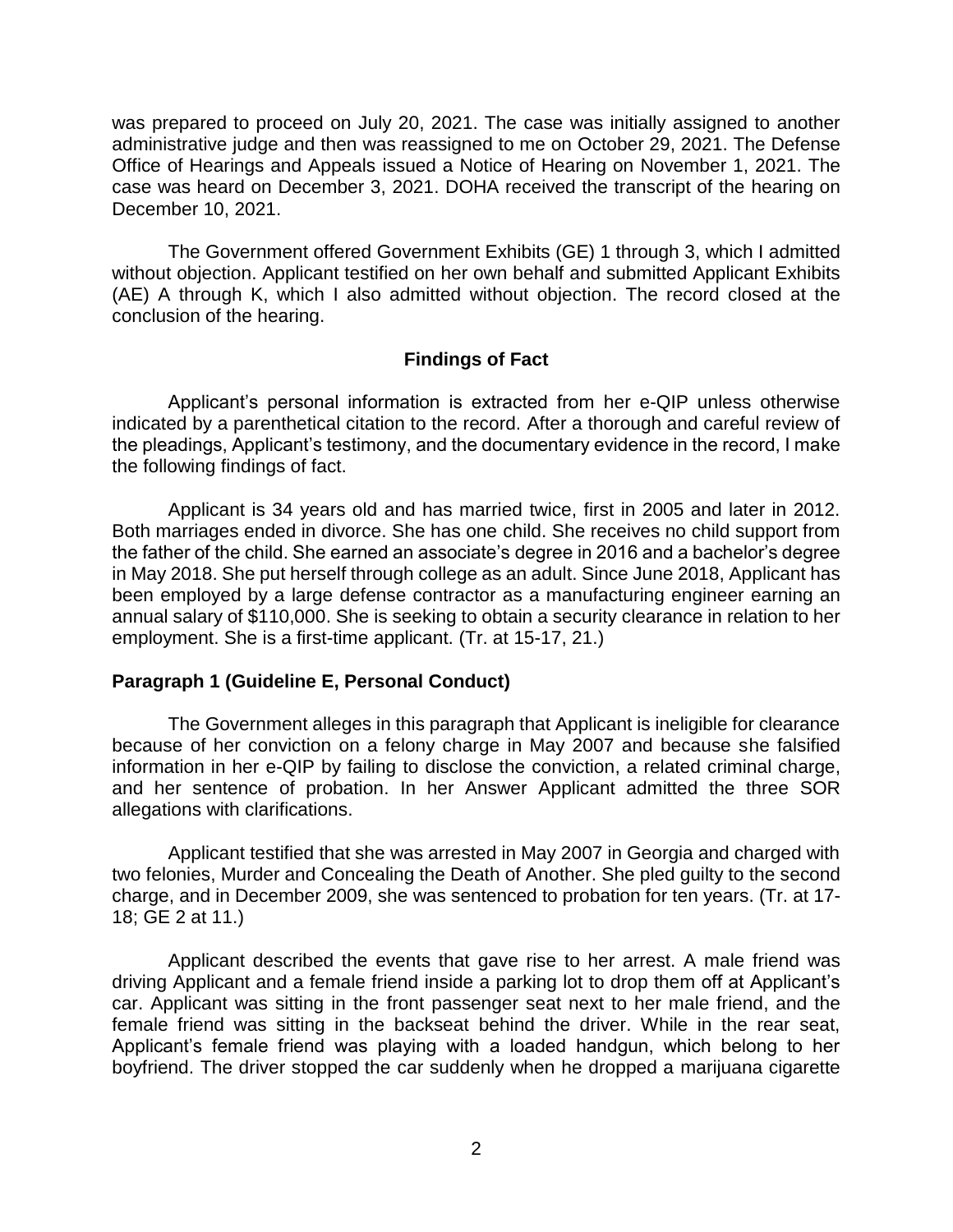was prepared to proceed on July 20, 2021. The case was initially assigned to another administrative judge and then was reassigned to me on October 29, 2021. The Defense Office of Hearings and Appeals issued a Notice of Hearing on November 1, 2021. The case was heard on December 3, 2021. DOHA received the transcript of the hearing on December 10, 2021.

The Government offered Government Exhibits (GE) 1 through 3, which I admitted without objection. Applicant testified on her own behalf and submitted Applicant Exhibits (AE) A through K, which I also admitted without objection. The record closed at the conclusion of the hearing.

## Findings of Fact

Applicant's personal information is extracted from her e-QIP unless otherwise indicated by a parenthetical citation to the record. After a thorough and careful review of the pleadings, Applicant's testimony, and the documentary evidence in the record, I make the following findings of fact.

Applicant is 34 years old and has married twice, first in 2005 and later in 2012. Both marriages ended in divorce. She has one child. She receives no child support from the father of the child. She earned an associate's degree in 2016 and a bachelor's degree in May 2018. She put herself through college as an adult. Since June 2018, Applicant has been employed by a large defense contractor as a manufacturing engineer earning an annual salary of $110,000. She is seeking to obtain a security clearance in relation to her employment. She is a first-time applicant. (Tr. at 15-17, 21.)

### Paragraph 1 (Guideline E, Personal Conduct)

The Government alleges in this paragraph that Applicant is ineligible for clearance because of her conviction on a felony charge in May 2007 and because she falsified information in her e-QIP by failing to disclose the conviction, a related criminal charge, and her sentence of probation. In her Answer Applicant admitted the three SOR allegations with clarifications.

Applicant testified that she was arrested in May 2007 in Georgia and charged with two felonies, Murder and Concealing the Death of Another. She pled guilty to the second charge, and in December 2009, she was sentenced to probation for ten years. (Tr. at 17-18; GE 2 at 11.)

Applicant described the events that gave rise to her arrest. A male friend was driving Applicant and a female friend inside a parking lot to drop them off at Applicant's car. Applicant was sitting in the front passenger seat next to her male friend, and the female friend was sitting in the backseat behind the driver. While in the rear seat, Applicant's female friend was playing with a loaded handgun, which belong to her boyfriend. The driver stopped the car suddenly when he dropped a marijuana cigarette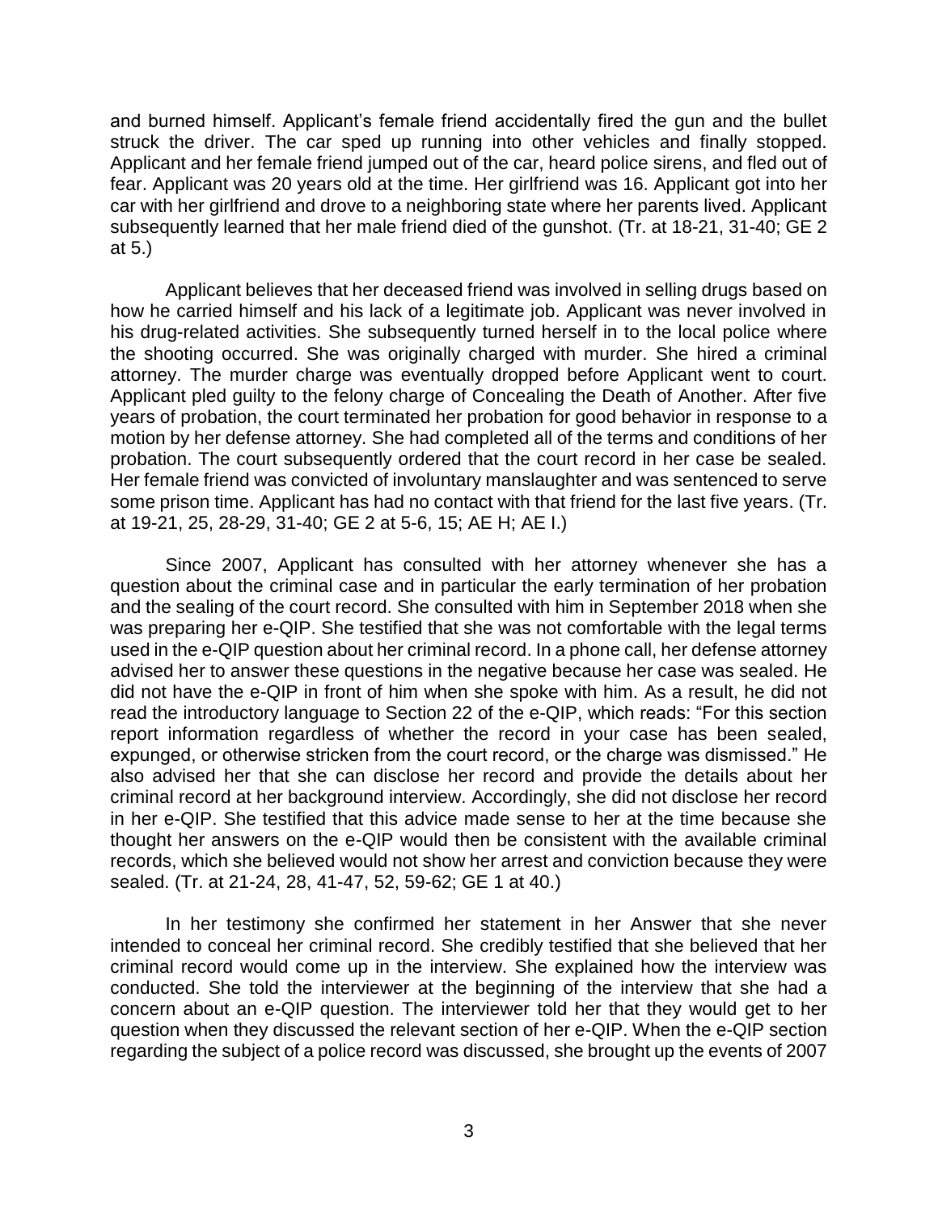and burned himself. Applicant's female friend accidentally fired the gun and the bullet struck the driver. The car sped up running into other vehicles and finally stopped. Applicant and her female friend jumped out of the car, heard police sirens, and fled out of fear. Applicant was 20 years old at the time. Her girlfriend was 16. Applicant got into her car with her girlfriend and drove to a neighboring state where her parents lived. Applicant subsequently learned that her male friend died of the gunshot. (Tr. at 18-21, 31-40; GE 2 at 5.)

Applicant believes that her deceased friend was involved in selling drugs based on how he carried himself and his lack of a legitimate job. Applicant was never involved in his drug-related activities. She subsequently turned herself in to the local police where the shooting occurred. She was originally charged with murder. She hired a criminal attorney. The murder charge was eventually dropped before Applicant went to court. Applicant pled guilty to the felony charge of Concealing the Death of Another. After five years of probation, the court terminated her probation for good behavior in response to a motion by her defense attorney. She had completed all of the terms and conditions of her probation. The court subsequently ordered that the court record in her case be sealed. Her female friend was convicted of involuntary manslaughter and was sentenced to serve some prison time. Applicant has had no contact with that friend for the last five years. (Tr. at 19-21, 25, 28-29, 31-40; GE 2 at 5-6, 15; AE H; AE I.)

Since 2007, Applicant has consulted with her attorney whenever she has a question about the criminal case and in particular the early termination of her probation and the sealing of the court record. She consulted with him in September 2018 when she was preparing her e-QIP. She testified that she was not comfortable with the legal terms used in the e-QIP question about her criminal record. In a phone call, her defense attorney advised her to answer these questions in the negative because her case was sealed. He did not have the e-QIP in front of him when she spoke with him. As a result, he did not read the introductory language to Section 22 of the e-QIP, which reads: "For this section report information regardless of whether the record in your case has been sealed, expunged, or otherwise stricken from the court record, or the charge was dismissed." He also advised her that she can disclose her record and provide the details about her criminal record at her background interview. Accordingly, she did not disclose her record in her e-QIP. She testified that this advice made sense to her at the time because she thought her answers on the e-QIP would then be consistent with the available criminal records, which she believed would not show her arrest and conviction because they were sealed. (Tr. at 21-24, 28, 41-47, 52, 59-62; GE 1 at 40.)

In her testimony she confirmed her statement in her Answer that she never intended to conceal her criminal record. She credibly testified that she believed that her criminal record would come up in the interview. She explained how the interview was conducted. She told the interviewer at the beginning of the interview that she had a concern about an e-QIP question. The interviewer told her that they would get to her question when they discussed the relevant section of her e-QIP. When the e-QIP section regarding the subject of a police record was discussed, she brought up the events of 2007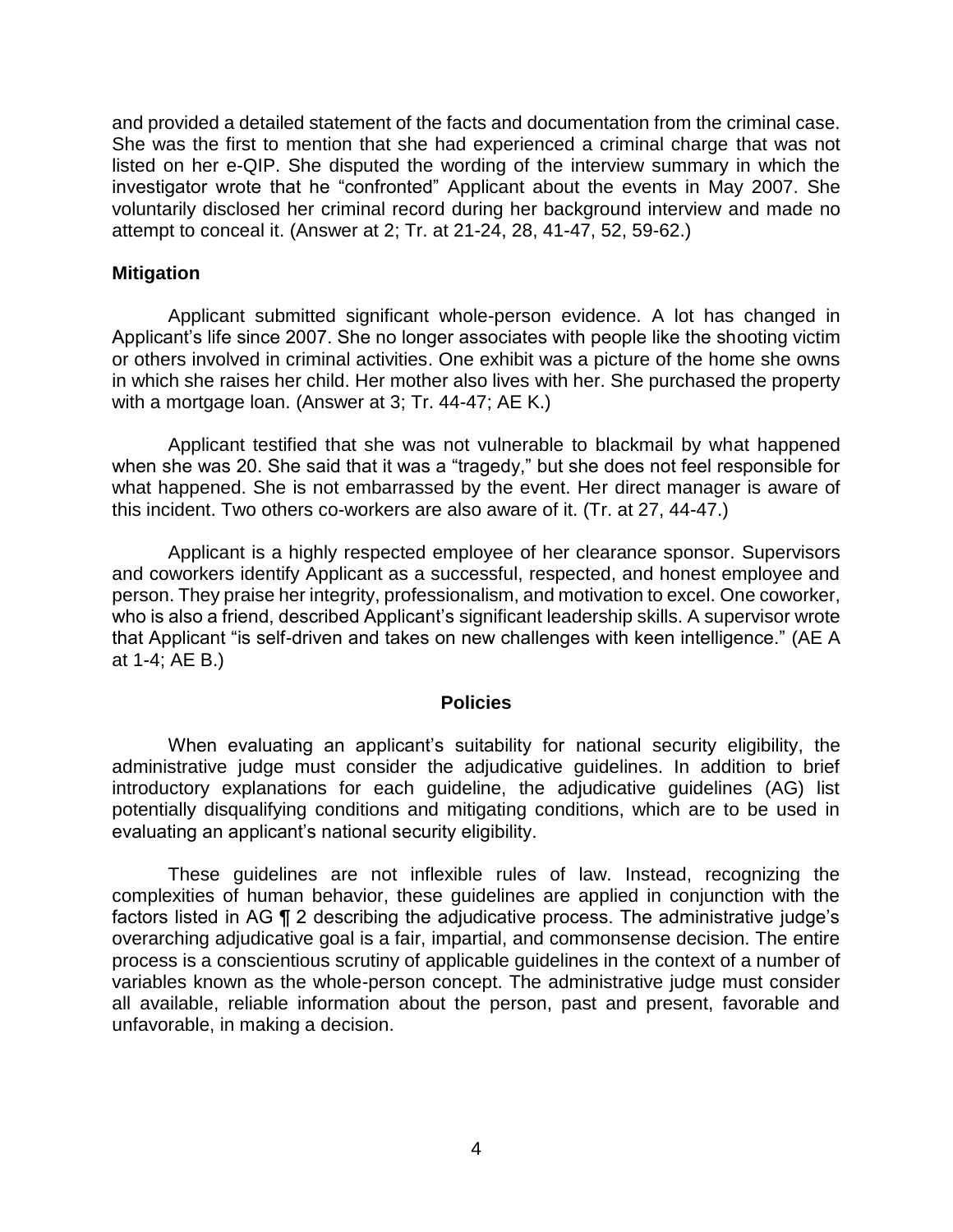and provided a detailed statement of the facts and documentation from the criminal case. She was the first to mention that she had experienced a criminal charge that was not listed on her e-QIP. She disputed the wording of the interview summary in which the investigator wrote that he "confronted" Applicant about the events in May 2007. She voluntarily disclosed her criminal record during her background interview and made no attempt to conceal it. (Answer at 2; Tr. at 21-24, 28, 41-47, 52, 59-62.)

**Mitigation**

Applicant submitted significant whole-person evidence. A lot has changed in Applicant's life since 2007. She no longer associates with people like the shooting victim or others involved in criminal activities. One exhibit was a picture of the home she owns in which she raises her child. Her mother also lives with her. She purchased the property with a mortgage loan. (Answer at 3; Tr. 44-47; AE K.)

Applicant testified that she was not vulnerable to blackmail by what happened when she was 20. She said that it was a "tragedy," but she does not feel responsible for what happened. She is not embarrassed by the event. Her direct manager is aware of this incident. Two others co-workers are also aware of it. (Tr. at 27, 44-47.)

Applicant is a highly respected employee of her clearance sponsor. Supervisors and coworkers identify Applicant as a successful, respected, and honest employee and person. They praise her integrity, professionalism, and motivation to excel. One coworker, who is also a friend, described Applicant's significant leadership skills. A supervisor wrote that Applicant "is self-driven and takes on new challenges with keen intelligence." (AE A at 1-4; AE B.)

## Policies

When evaluating an applicant's suitability for national security eligibility, the administrative judge must consider the adjudicative guidelines. In addition to brief introductory explanations for each guideline, the adjudicative guidelines (AG) list potentially disqualifying conditions and mitigating conditions, which are to be used in evaluating an applicant's national security eligibility.

These guidelines are not inflexible rules of law. Instead, recognizing the complexities of human behavior, these guidelines are applied in conjunction with the factors listed in AG ¶ 2 describing the adjudicative process. The administrative judge's overarching adjudicative goal is a fair, impartial, and commonsense decision. The entire process is a conscientious scrutiny of applicable guidelines in the context of a number of variables known as the whole-person concept. The administrative judge must consider all available, reliable information about the person, past and present, favorable and unfavorable, in making a decision.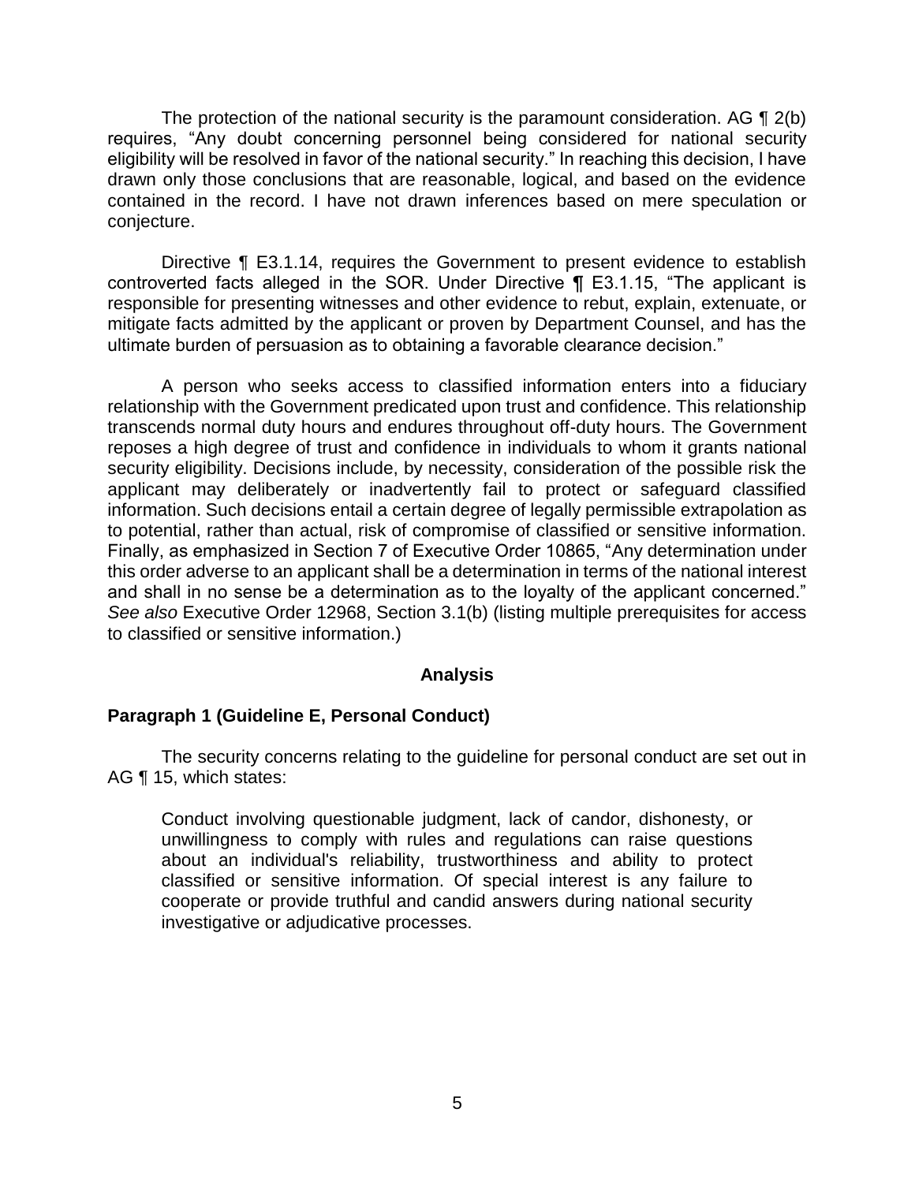The protection of the national security is the paramount consideration. AG ¶ 2(b) requires, "Any doubt concerning personnel being considered for national security eligibility will be resolved in favor of the national security." In reaching this decision, I have drawn only those conclusions that are reasonable, logical, and based on the evidence contained in the record. I have not drawn inferences based on mere speculation or conjecture.

Directive ¶ E3.1.14, requires the Government to present evidence to establish controverted facts alleged in the SOR. Under Directive ¶ E3.1.15, "The applicant is responsible for presenting witnesses and other evidence to rebut, explain, extenuate, or mitigate facts admitted by the applicant or proven by Department Counsel, and has the ultimate burden of persuasion as to obtaining a favorable clearance decision."

A person who seeks access to classified information enters into a fiduciary relationship with the Government predicated upon trust and confidence. This relationship transcends normal duty hours and endures throughout off-duty hours. The Government reposes a high degree of trust and confidence in individuals to whom it grants national security eligibility. Decisions include, by necessity, consideration of the possible risk the applicant may deliberately or inadvertently fail to protect or safeguard classified information. Such decisions entail a certain degree of legally permissible extrapolation as to potential, rather than actual, risk of compromise of classified or sensitive information. Finally, as emphasized in Section 7 of Executive Order 10865, "Any determination under this order adverse to an applicant shall be a determination in terms of the national interest and shall in no sense be a determination as to the loyalty of the applicant concerned." *See also* Executive Order 12968, Section 3.1(b) (listing multiple prerequisites for access to classified or sensitive information.)

## Analysis

### Paragraph 1 (Guideline E, Personal Conduct)

The security concerns relating to the guideline for personal conduct are set out in AG ¶ 15, which states:

> Conduct involving questionable judgment, lack of candor, dishonesty, or unwillingness to comply with rules and regulations can raise questions about an individual's reliability, trustworthiness and ability to protect classified or sensitive information. Of special interest is any failure to cooperate or provide truthful and candid answers during national security investigative or adjudicative processes.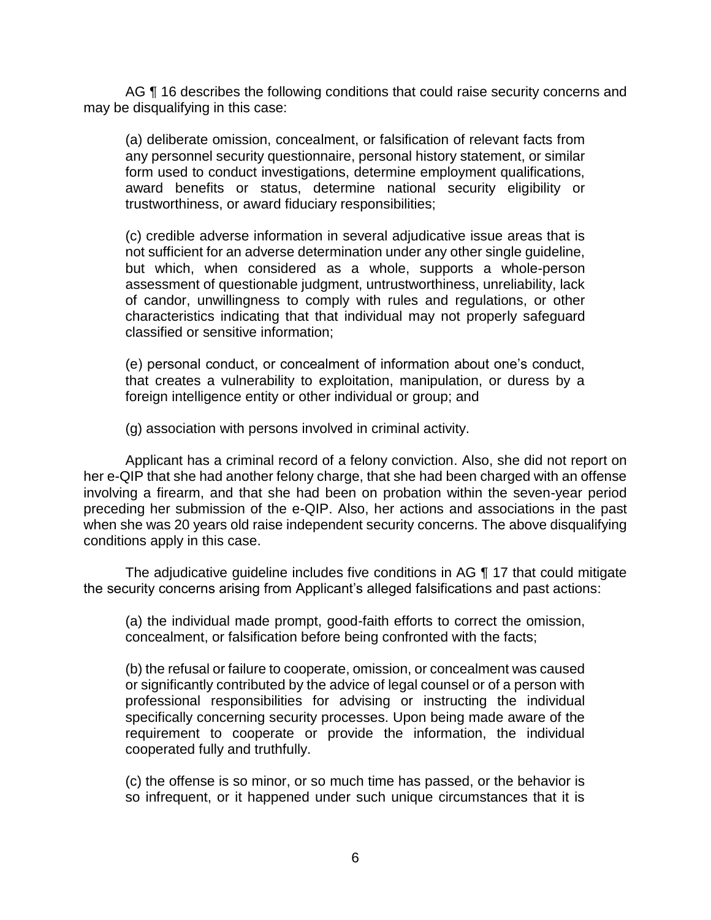AG ¶ 16 describes the following conditions that could raise security concerns and may be disqualifying in this case:

> (a) deliberate omission, concealment, or falsification of relevant facts from any personnel security questionnaire, personal history statement, or similar form used to conduct investigations, determine employment qualifications, award benefits or status, determine national security eligibility or trustworthiness, or award fiduciary responsibilities;
>
> (c) credible adverse information in several adjudicative issue areas that is not sufficient for an adverse determination under any other single guideline, but which, when considered as a whole, supports a whole-person assessment of questionable judgment, untrustworthiness, unreliability, lack of candor, unwillingness to comply with rules and regulations, or other characteristics indicating that that individual may not properly safeguard classified or sensitive information;
>
> (e) personal conduct, or concealment of information about one's conduct, that creates a vulnerability to exploitation, manipulation, or duress by a foreign intelligence entity or other individual or group; and
>
> (g) association with persons involved in criminal activity.

Applicant has a criminal record of a felony conviction. Also, she did not report on her e-QIP that she had another felony charge, that she had been charged with an offense involving a firearm, and that she had been on probation within the seven-year period preceding her submission of the e-QIP. Also, her actions and associations in the past when she was 20 years old raise independent security concerns. The above disqualifying conditions apply in this case.

The adjudicative guideline includes five conditions in AG ¶ 17 that could mitigate the security concerns arising from Applicant's alleged falsifications and past actions:

> (a) the individual made prompt, good-faith efforts to correct the omission, concealment, or falsification before being confronted with the facts;
>
> (b) the refusal or failure to cooperate, omission, or concealment was caused or significantly contributed by the advice of legal counsel or of a person with professional responsibilities for advising or instructing the individual specifically concerning security processes. Upon being made aware of the requirement to cooperate or provide the information, the individual cooperated fully and truthfully.
>
> (c) the offense is so minor, or so much time has passed, or the behavior is so infrequent, or it happened under such unique circumstances that it is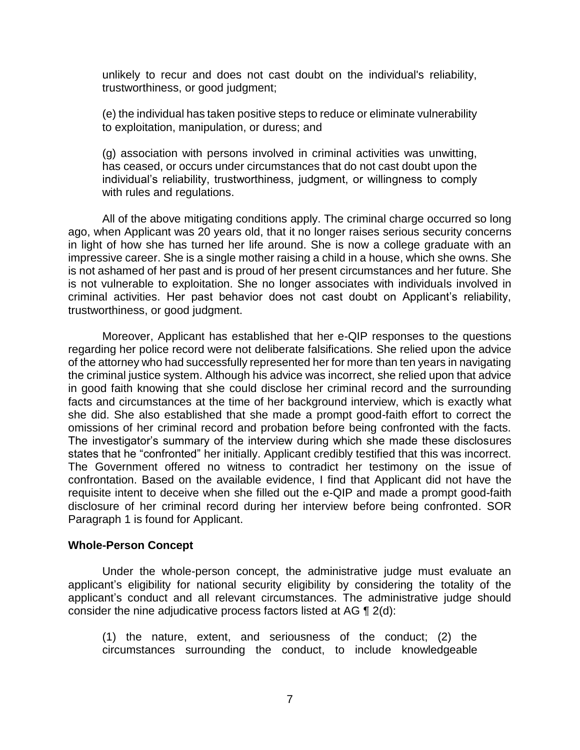unlikely to recur and does not cast doubt on the individual's reliability, trustworthiness, or good judgment;

(e) the individual has taken positive steps to reduce or eliminate vulnerability to exploitation, manipulation, or duress; and

(g) association with persons involved in criminal activities was unwitting, has ceased, or occurs under circumstances that do not cast doubt upon the individual's reliability, trustworthiness, judgment, or willingness to comply with rules and regulations.

All of the above mitigating conditions apply. The criminal charge occurred so long ago, when Applicant was 20 years old, that it no longer raises serious security concerns in light of how she has turned her life around. She is now a college graduate with an impressive career. She is a single mother raising a child in a house, which she owns. She is not ashamed of her past and is proud of her present circumstances and her future. She is not vulnerable to exploitation. She no longer associates with individuals involved in criminal activities. Her past behavior does not cast doubt on Applicant's reliability, trustworthiness, or good judgment.

Moreover, Applicant has established that her e-QIP responses to the questions regarding her police record were not deliberate falsifications. She relied upon the advice of the attorney who had successfully represented her for more than ten years in navigating the criminal justice system. Although his advice was incorrect, she relied upon that advice in good faith knowing that she could disclose her criminal record and the surrounding facts and circumstances at the time of her background interview, which is exactly what she did. She also established that she made a prompt good-faith effort to correct the omissions of her criminal record and probation before being confronted with the facts. The investigator's summary of the interview during which she made these disclosures states that he "confronted" her initially. Applicant credibly testified that this was incorrect. The Government offered no witness to contradict her testimony on the issue of confrontation. Based on the available evidence, I find that Applicant did not have the requisite intent to deceive when she filled out the e-QIP and made a prompt good-faith disclosure of her criminal record during her interview before being confronted. SOR Paragraph 1 is found for Applicant.

## Whole-Person Concept

Under the whole-person concept, the administrative judge must evaluate an applicant's eligibility for national security eligibility by considering the totality of the applicant's conduct and all relevant circumstances. The administrative judge should consider the nine adjudicative process factors listed at AG ¶ 2(d):

(1) the nature, extent, and seriousness of the conduct; (2) the circumstances surrounding the conduct, to include knowledgeable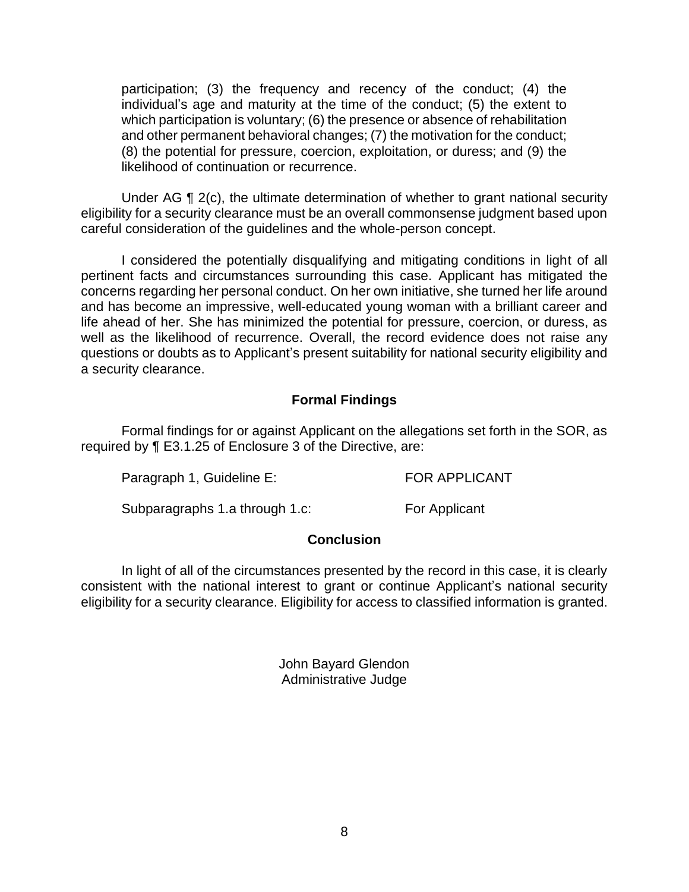participation; (3) the frequency and recency of the conduct; (4) the individual's age and maturity at the time of the conduct; (5) the extent to which participation is voluntary; (6) the presence or absence of rehabilitation and other permanent behavioral changes; (7) the motivation for the conduct; (8) the potential for pressure, coercion, exploitation, or duress; and (9) the likelihood of continuation or recurrence.

Under AG ¶ 2(c), the ultimate determination of whether to grant national security eligibility for a security clearance must be an overall commonsense judgment based upon careful consideration of the guidelines and the whole-person concept.

I considered the potentially disqualifying and mitigating conditions in light of all pertinent facts and circumstances surrounding this case. Applicant has mitigated the concerns regarding her personal conduct. On her own initiative, she turned her life around and has become an impressive, well-educated young woman with a brilliant career and life ahead of her. She has minimized the potential for pressure, coercion, or duress, as well as the likelihood of recurrence. Overall, the record evidence does not raise any questions or doubts as to Applicant's present suitability for national security eligibility and a security clearance.

## Formal Findings

Formal findings for or against Applicant on the allegations set forth in the SOR, as required by ¶ E3.1.25 of Enclosure 3 of the Directive, are:

| | |
|---|---|
| Paragraph 1, Guideline E: | FOR APPLICANT |
| Subparagraphs 1.a through 1.c: | For Applicant |

## Conclusion

In light of all of the circumstances presented by the record in this case, it is clearly consistent with the national interest to grant or continue Applicant's national security eligibility for a security clearance. Eligibility for access to classified information is granted.

John Bayard Glendon
Administrative Judge